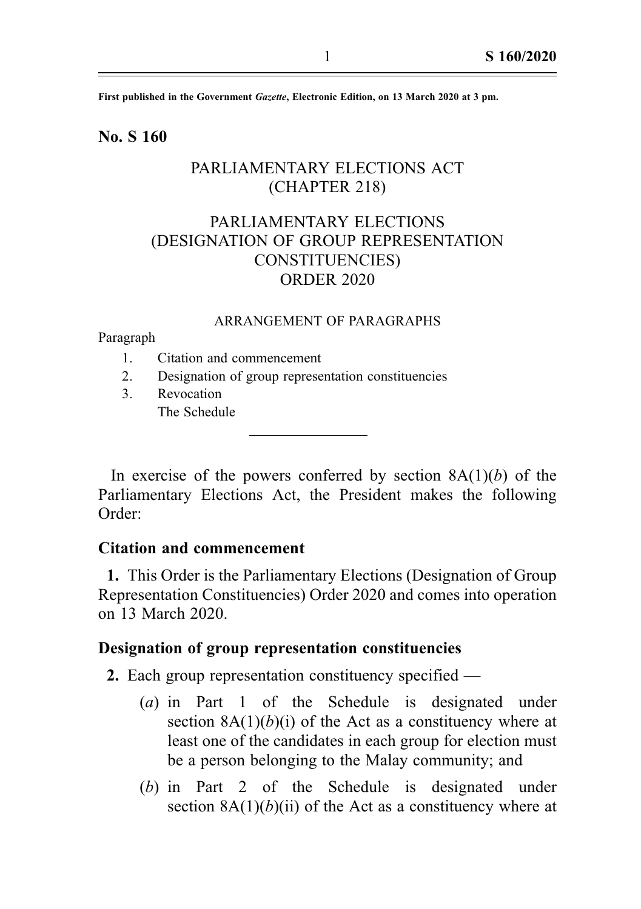First published in the Government *Gazette*, Electronic Edition, on 13 March 2020 at 3 pm.

**No. S 160**

# PARLIAMENTARY ELECTIONS ACT (CHAPTER 218)

# PARLIAMENTARY ELECTIONS (DESIGNATION OF GROUP REPRESENTATION CONSTITUENCIES) ORDER 2020

ARRANGEMENT OF PARAGRAPHS

Paragraph

1. Citation and commencement
2. Designation of group representation constituencies
3. Revocation

   The Schedule

---

In exercise of the powers conferred by section 8A(1)(*b*) of the Parliamentary Elections Act, the President makes the following Order:

## Citation and commencement

**1.** This Order is the Parliamentary Elections (Designation of Group Representation Constituencies) Order 2020 and comes into operation on 13 March 2020.

## Designation of group representation constituencies

**2.** Each group representation constituency specified —

(*a*) in Part 1 of the Schedule is designated under section 8A(1)(*b*)(i) of the Act as a constituency where at least one of the candidates in each group for election must be a person belonging to the Malay community; and

(*b*) in Part 2 of the Schedule is designated under section 8A(1)(*b*)(ii) of the Act as a constituency where at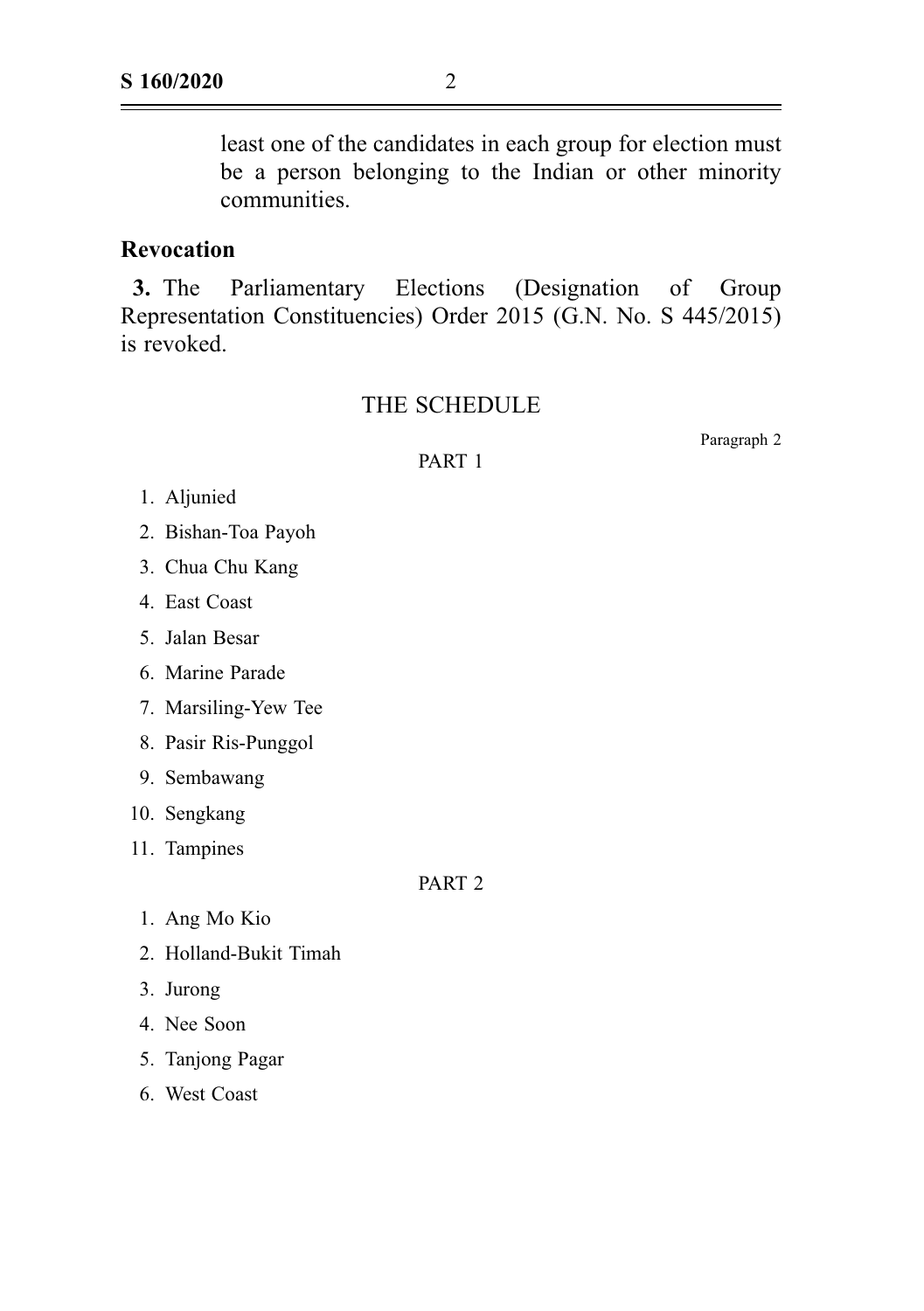least one of the candidates in each group for election must be a person belonging to the Indian or other minority communities.

**Revocation**

**3.** The Parliamentary Elections (Designation of Group Representation Constituencies) Order 2015 (G.N. No. S 445/2015) is revoked.

## THE SCHEDULE

Paragraph 2

PART 1

1. Aljunied
2. Bishan-Toa Payoh
3. Chua Chu Kang
4. East Coast
5. Jalan Besar
6. Marine Parade
7. Marsiling-Yew Tee
8. Pasir Ris-Punggol
9. Sembawang
10. Sengkang
11. Tampines

PART 2

1. Ang Mo Kio
2. Holland-Bukit Timah
3. Jurong
4. Nee Soon
5. Tanjong Pagar
6. West Coast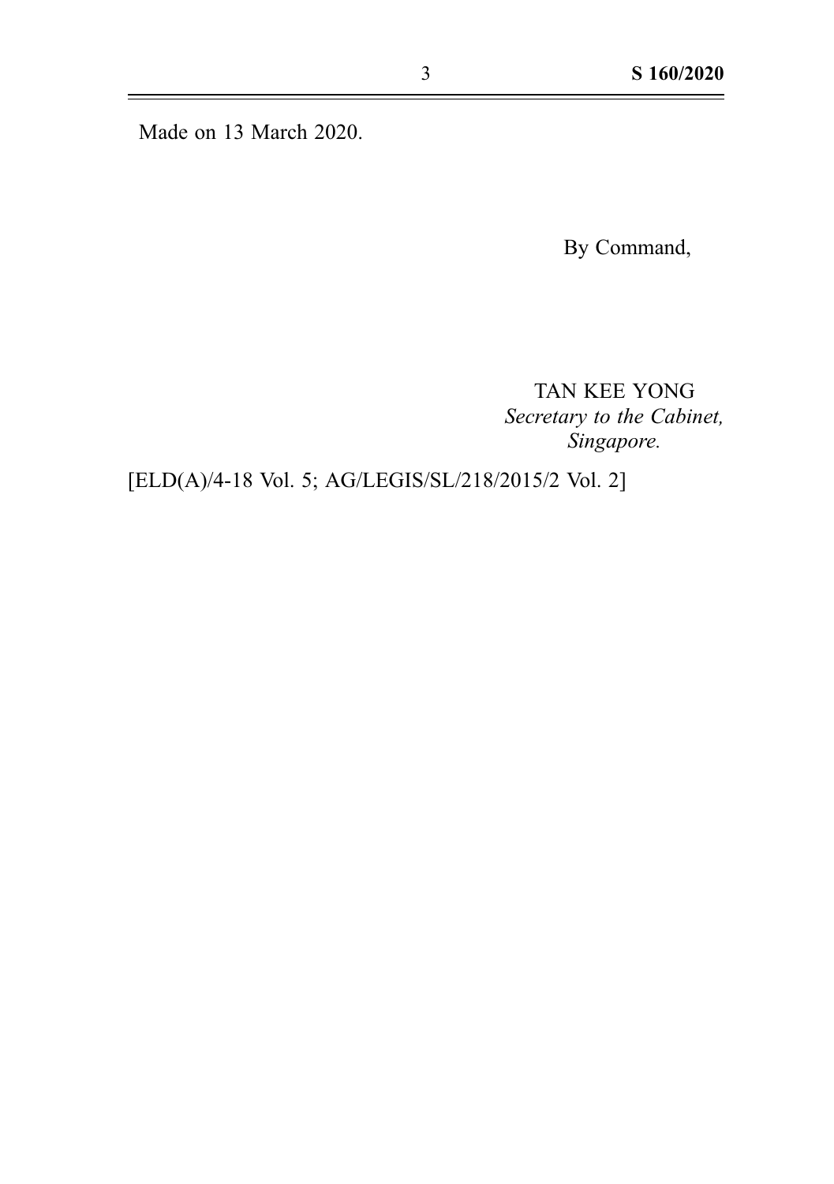Made on 13 March 2020.

By Command,

TAN KEE YONG
*Secretary to the Cabinet,*
*Singapore.*

[ELD(A)/4-18 Vol. 5; AG/LEGIS/SL/218/2015/2 Vol. 2]